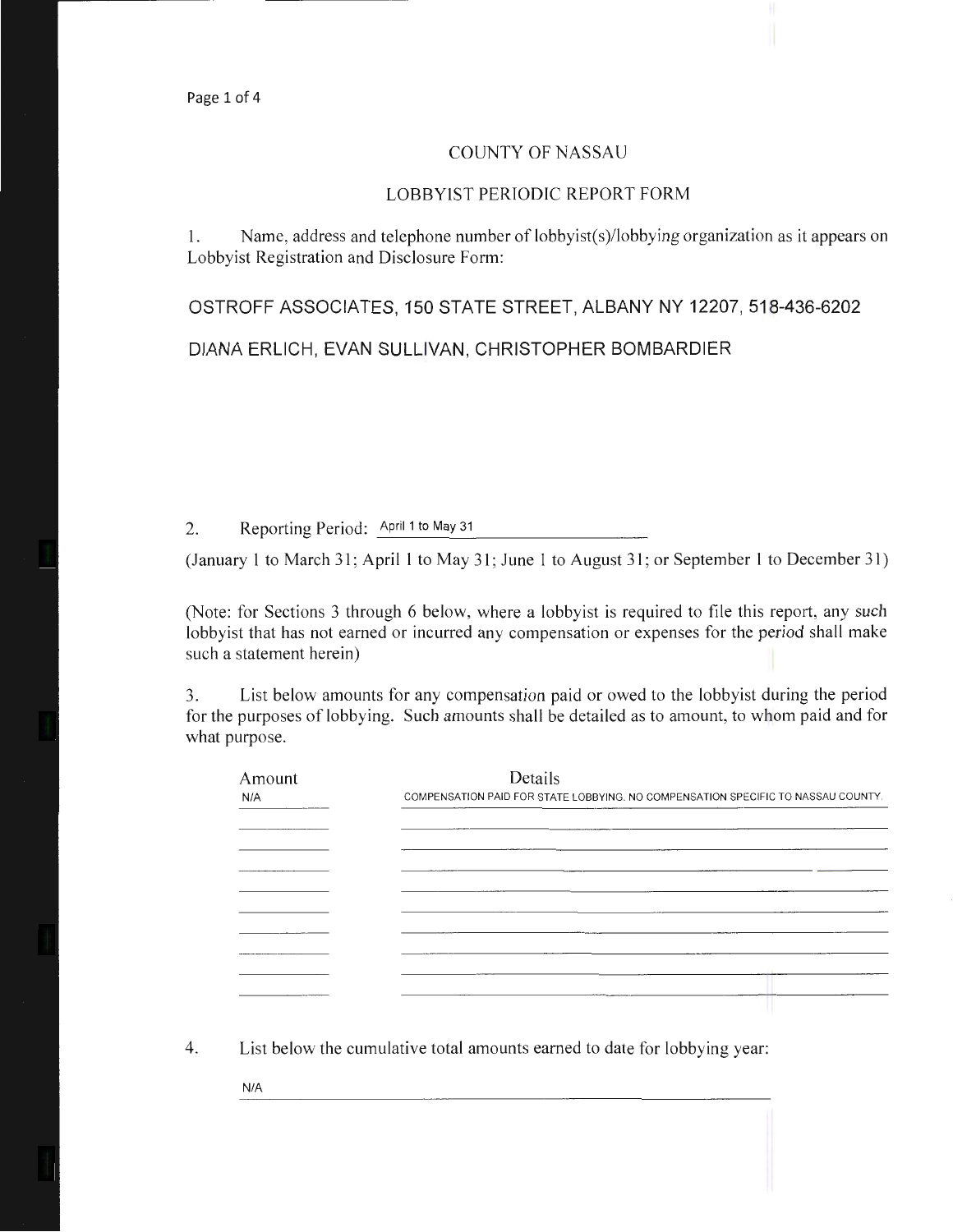# COUNTY OF NASSAU

## LOBBYIST PERIODIC REPORT FORM

1. Name, address and telephone number of lobbyist(s)/lobbying organization as it appears on Lobbyist Registration and Disclosure Form:

OSTROFF ASSOCIATES, 150 STATE STREET, ALBANY NY 12207, 518-436-6202

DIANA ERLICH, EVAN SULLIVAN, CHRISTOPHER BOMBARDIER

2. Reporting Period: April 1 to May 31

(January 1 to March 31; April 1 to May 31; June 1 to August 31; or September 1 to December 31)

(Note: for Sections 3 through 6 below, where a lobbyist is required to file this report, any such lobbyist that has not earned or incurred any compensation or expenses for the period shall make such a statement herein)

3. List below amounts for any compensation paid or owed to the lobbyist during the period for the purposes of lobbying. Such amounts shall be detailed as to amount, to whom paid and for what purpose.

| Amount | Details |
|---|---|
| N/A | COMPENSATION PAID FOR STATE LOBBYING. NO COMPENSATION SPECIFIC TO NASSAU COUNTY. |

4. List below the cumulative total amounts earned to date for lobbying year:

N/A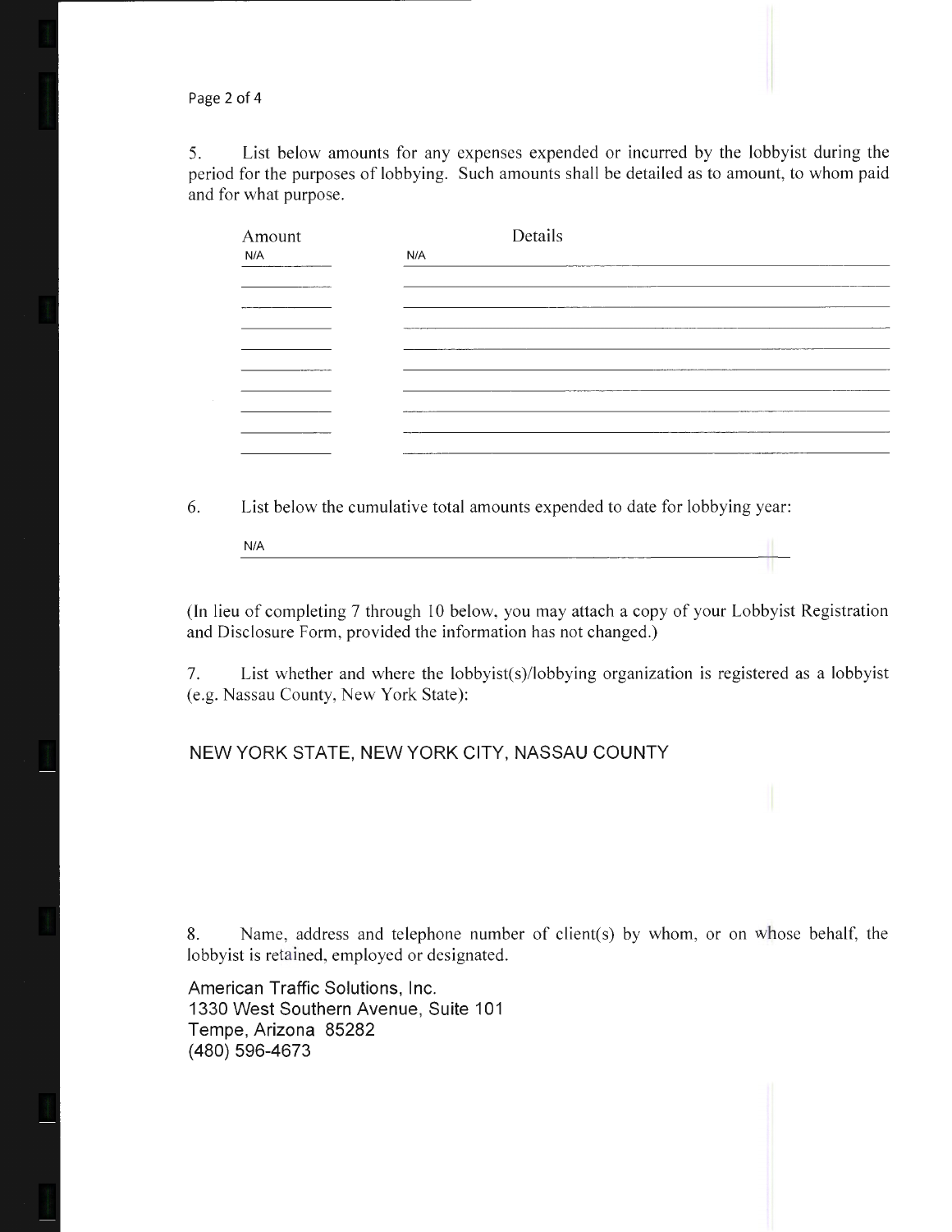5. List below amounts for any expenses expended or incurred by the lobbyist during the period for the purposes of lobbying. Such amounts shall be detailed as to amount, to whom paid and for what purpose.

| Amount | Details |
|---|---|
| N/A | N/A |

6. List below the cumulative total amounts expended to date for lobbying year:

N/A

(In lieu of completing 7 through 10 below, you may attach a copy of your Lobbyist Registration and Disclosure Form, provided the information has not changed.)

7. List whether and where the lobbyist(s)/lobbying organization is registered as a lobbyist (e.g. Nassau County, New York State):

NEW YORK STATE, NEW YORK CITY, NASSAU COUNTY

8. Name, address and telephone number of client(s) by whom, or on whose behalf, the lobbyist is retained, employed or designated.

American Traffic Solutions, Inc.
1330 West Southern Avenue, Suite 101
Tempe, Arizona 85282
(480) 596-4673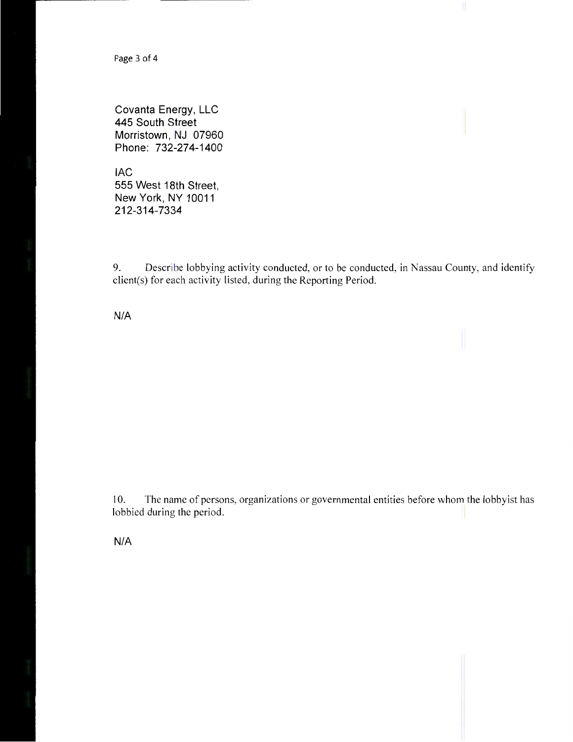Covanta Energy, LLC
445 South Street
Morristown, NJ 07960
Phone: 732-274-1400

IAC
555 West 18th Street,
New York, NY 10011
212-314-7334

9. Describe lobbying activity conducted, or to be conducted, in Nassau County, and identify client(s) for each activity listed, during the Reporting Period.

N/A

10. The name of persons, organizations or governmental entities before whom the lobbyist has lobbied during the period.

N/A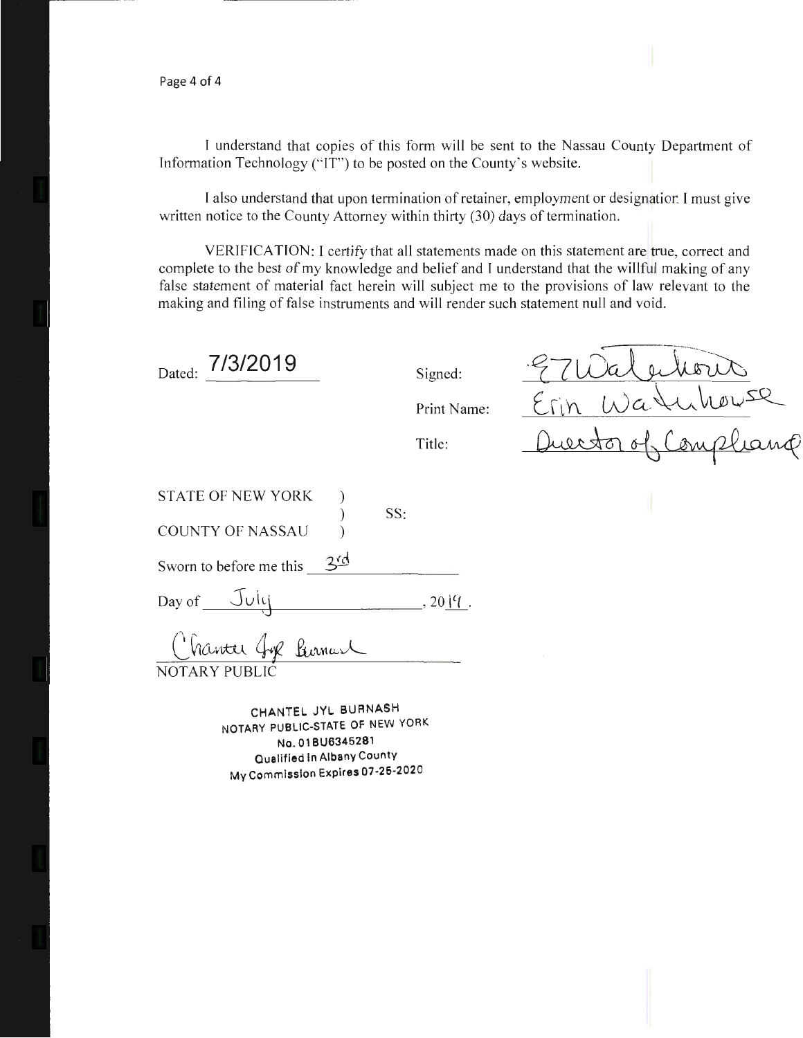I understand that copies of this form will be sent to the Nassau County Department of Information Technology ("IT") to be posted on the County's website.

I also understand that upon termination of retainer, employment or designation I must give written notice to the County Attorney within thirty (30) days of termination.

VERIFICATION: I certify that all statements made on this statement are true, correct and complete to the best of my knowledge and belief and I understand that the willful making of any false statement of material fact herein will subject me to the provisions of law relevant to the making and filing of false instruments and will render such statement null and void.

Dated: 7/3/2019

Signed: E Waterhouse

Print Name: Erin Waterhouse

Title: Director of Compliance

STATE OF NEW YORK )
) SS:
COUNTY OF NASSAU )

Sworn to before me this 3rd

Day of July, 2019.

Chantel Jyl Burnash
NOTARY PUBLIC

CHANTEL JYL BURNASH
NOTARY PUBLIC-STATE OF NEW YORK
No. 01BU6345281
Qualified in Albany County
My Commission Expires 07-25-2020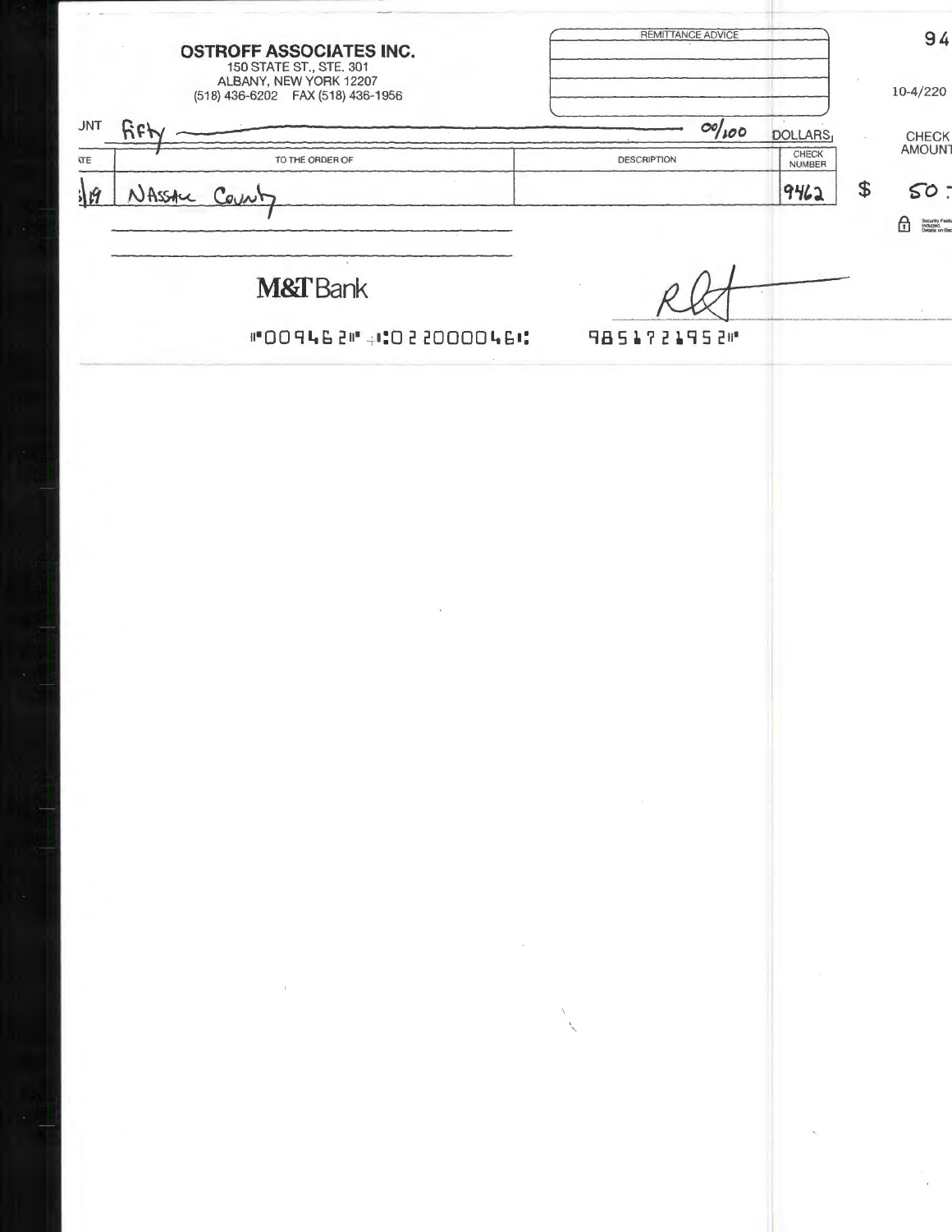**OSTROFF ASSOCIATES INC.**
150 STATE ST., STE. 301
ALBANY, NEW YORK 12207
(518) 436-6202 FAX (518) 436-1956

REMITTANCE ADVICE

94

10-4/220

JNT Fifty 00/100 DOLLARS

| ATE | TO THE ORDER OF | DESCRIPTION | CHECK NUMBER |
|---|---|---|---|
| /19 | NASSAU County | | 9462 |

CHECK AMOUNT

$ 50

Security Features Included. Details on Back

**M&T Bank**

⑈009462⑈ ⑆022000046⑆ 9851721952⑈